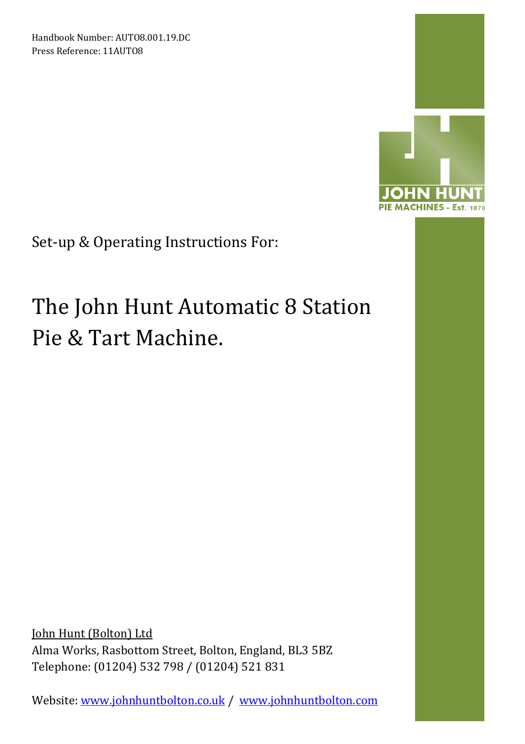Handbook Number: AUTO8.001.19.DC
Press Reference: 11AUTO8

JOHN HUNT
PIE MACHINES - Est. 1870

Set-up & Operating Instructions For:

# The John Hunt Automatic 8 Station Pie & Tart Machine.

John Hunt (Bolton) Ltd
Alma Works, Rasbottom Street, Bolton, England, BL3 5BZ
Telephone: (01204) 532 798 / (01204) 521 831

Website: www.johnhuntbolton.co.uk / www.johnhuntbolton.com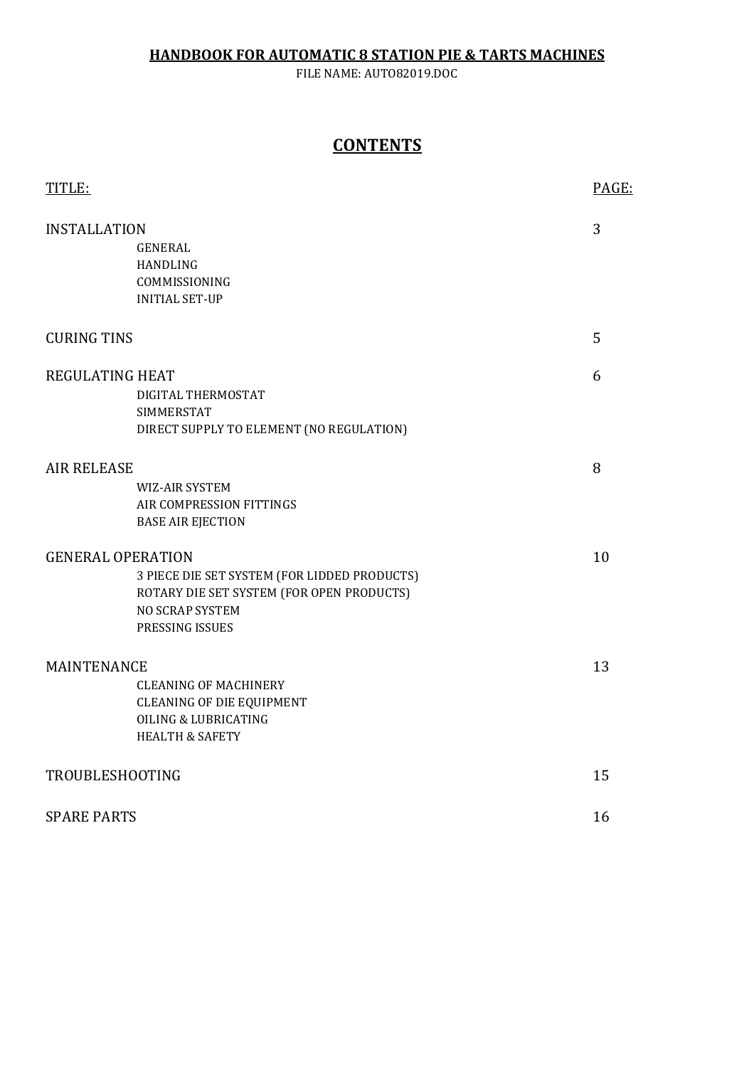**HANDBOOK FOR AUTOMATIC 8 STATION PIE & TARTS MACHINES**

FILE NAME: AUTO82019.DOC

# CONTENTS

| TITLE: | PAGE: |
| --- | --- |
| INSTALLATION | 3 |
| GENERAL | |
| HANDLING | |
| COMMISSIONING | |
| INITIAL SET-UP | |
| CURING TINS | 5 |
| REGULATING HEAT | 6 |
| DIGITAL THERMOSTAT | |
| SIMMERSTAT | |
| DIRECT SUPPLY TO ELEMENT (NO REGULATION) | |
| AIR RELEASE | 8 |
| WIZ-AIR SYSTEM | |
| AIR COMPRESSION FITTINGS | |
| BASE AIR EJECTION | |
| GENERAL OPERATION | 10 |
| 3 PIECE DIE SET SYSTEM (FOR LIDDED PRODUCTS) | |
| ROTARY DIE SET SYSTEM (FOR OPEN PRODUCTS) | |
| NO SCRAP SYSTEM | |
| PRESSING ISSUES | |
| MAINTENANCE | 13 |
| CLEANING OF MACHINERY | |
| CLEANING OF DIE EQUIPMENT | |
| OILING & LUBRICATING | |
| HEALTH & SAFETY | |
| TROUBLESHOOTING | 15 |
| SPARE PARTS | 16 |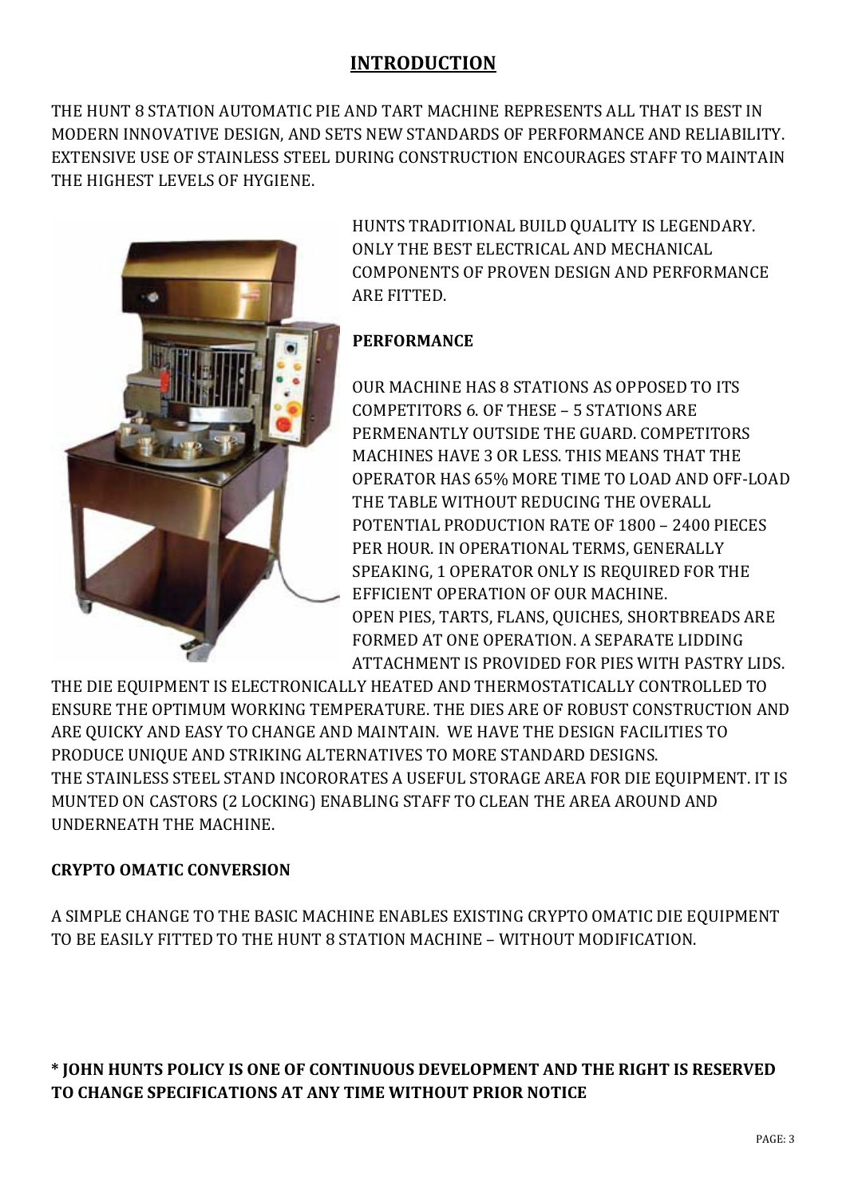# INTRODUCTION

THE HUNT 8 STATION AUTOMATIC PIE AND TART MACHINE REPRESENTS ALL THAT IS BEST IN MODERN INNOVATIVE DESIGN, AND SETS NEW STANDARDS OF PERFORMANCE AND RELIABILITY. EXTENSIVE USE OF STAINLESS STEEL DURING CONSTRUCTION ENCOURAGES STAFF TO MAINTAIN THE HIGHEST LEVELS OF HYGIENE.

HUNTS TRADITIONAL BUILD QUALITY IS LEGENDARY. ONLY THE BEST ELECTRICAL AND MECHANICAL COMPONENTS OF PROVEN DESIGN AND PERFORMANCE ARE FITTED.

**PERFORMANCE**

OUR MACHINE HAS 8 STATIONS AS OPPOSED TO ITS COMPETITORS 6. OF THESE – 5 STATIONS ARE PERMENANTLY OUTSIDE THE GUARD. COMPETITORS MACHINES HAVE 3 OR LESS. THIS MEANS THAT THE OPERATOR HAS 65% MORE TIME TO LOAD AND OFF-LOAD THE TABLE WITHOUT REDUCING THE OVERALL POTENTIAL PRODUCTION RATE OF 1800 – 2400 PIECES PER HOUR. IN OPERATIONAL TERMS, GENERALLY SPEAKING, 1 OPERATOR ONLY IS REQUIRED FOR THE EFFICIENT OPERATION OF OUR MACHINE.
OPEN PIES, TARTS, FLANS, QUICHES, SHORTBREADS ARE FORMED AT ONE OPERATION. A SEPARATE LIDDING ATTACHMENT IS PROVIDED FOR PIES WITH PASTRY LIDS.
THE DIE EQUIPMENT IS ELECTRONICALLY HEATED AND THERMOSTATICALLY CONTROLLED TO ENSURE THE OPTIMUM WORKING TEMPERATURE. THE DIES ARE OF ROBUST CONSTRUCTION AND ARE QUICKY AND EASY TO CHANGE AND MAINTAIN. WE HAVE THE DESIGN FACILITIES TO PRODUCE UNIQUE AND STRIKING ALTERNATIVES TO MORE STANDARD DESIGNS.
THE STAINLESS STEEL STAND INCORORATES A USEFUL STORAGE AREA FOR DIE EQUIPMENT. IT IS MUNTED ON CASTORS (2 LOCKING) ENABLING STAFF TO CLEAN THE AREA AROUND AND UNDERNEATH THE MACHINE.

**CRYPTO OMATIC CONVERSION**

A SIMPLE CHANGE TO THE BASIC MACHINE ENABLES EXISTING CRYPTO OMATIC DIE EQUIPMENT TO BE EASILY FITTED TO THE HUNT 8 STATION MACHINE – WITHOUT MODIFICATION.

**\* JOHN HUNTS POLICY IS ONE OF CONTINUOUS DEVELOPMENT AND THE RIGHT IS RESERVED TO CHANGE SPECIFICATIONS AT ANY TIME WITHOUT PRIOR NOTICE**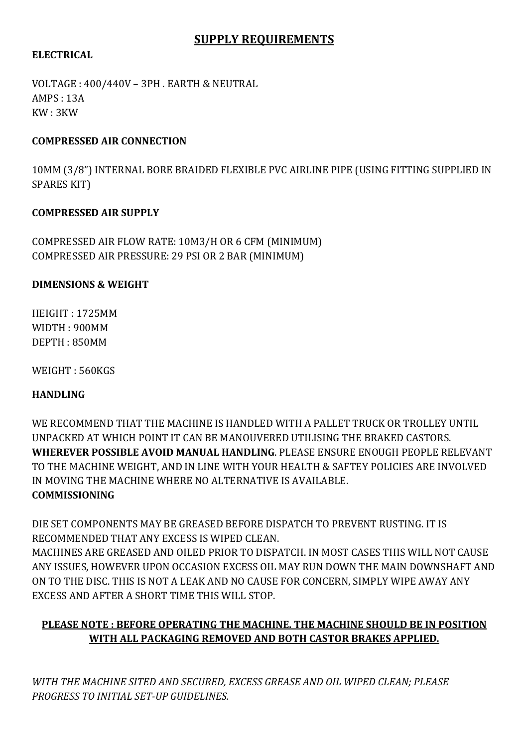## SUPPLY REQUIREMENTS

**ELECTRICAL**

VOLTAGE : 400/440V – 3PH . EARTH & NEUTRAL
AMPS : 13A
KW : 3KW

**COMPRESSED AIR CONNECTION**

10MM (3/8") INTERNAL BORE BRAIDED FLEXIBLE PVC AIRLINE PIPE (USING FITTING SUPPLIED IN SPARES KIT)

**COMPRESSED AIR SUPPLY**

COMPRESSED AIR FLOW RATE: 10M3/H OR 6 CFM (MINIMUM)
COMPRESSED AIR PRESSURE: 29 PSI OR 2 BAR (MINIMUM)

**DIMENSIONS & WEIGHT**

HEIGHT : 1725MM
WIDTH : 900MM
DEPTH : 850MM

WEIGHT : 560KGS

**HANDLING**

WE RECOMMEND THAT THE MACHINE IS HANDLED WITH A PALLET TRUCK OR TROLLEY UNTIL UNPACKED AT WHICH POINT IT CAN BE MANOUVERED UTILISING THE BRAKED CASTORS. **WHEREVER POSSIBLE AVOID MANUAL HANDLING**. PLEASE ENSURE ENOUGH PEOPLE RELEVANT TO THE MACHINE WEIGHT, AND IN LINE WITH YOUR HEALTH & SAFTEY POLICIES ARE INVOLVED IN MOVING THE MACHINE WHERE NO ALTERNATIVE IS AVAILABLE.

**COMMISSIONING**

DIE SET COMPONENTS MAY BE GREASED BEFORE DISPATCH TO PREVENT RUSTING. IT IS RECOMMENDED THAT ANY EXCESS IS WIPED CLEAN.
MACHINES ARE GREASED AND OILED PRIOR TO DISPATCH. IN MOST CASES THIS WILL NOT CAUSE ANY ISSUES, HOWEVER UPON OCCASION EXCESS OIL MAY RUN DOWN THE MAIN DOWNSHAFT AND ON TO THE DISC. THIS IS NOT A LEAK AND NO CAUSE FOR CONCERN, SIMPLY WIPE AWAY ANY EXCESS AND AFTER A SHORT TIME THIS WILL STOP.

**PLEASE NOTE : BEFORE OPERATING THE MACHINE. THE MACHINE SHOULD BE IN POSITION WITH ALL PACKAGING REMOVED AND BOTH CASTOR BRAKES APPLIED.**

*WITH THE MACHINE SITED AND SECURED, EXCESS GREASE AND OIL WIPED CLEAN; PLEASE PROGRESS TO INITIAL SET-UP GUIDELINES.*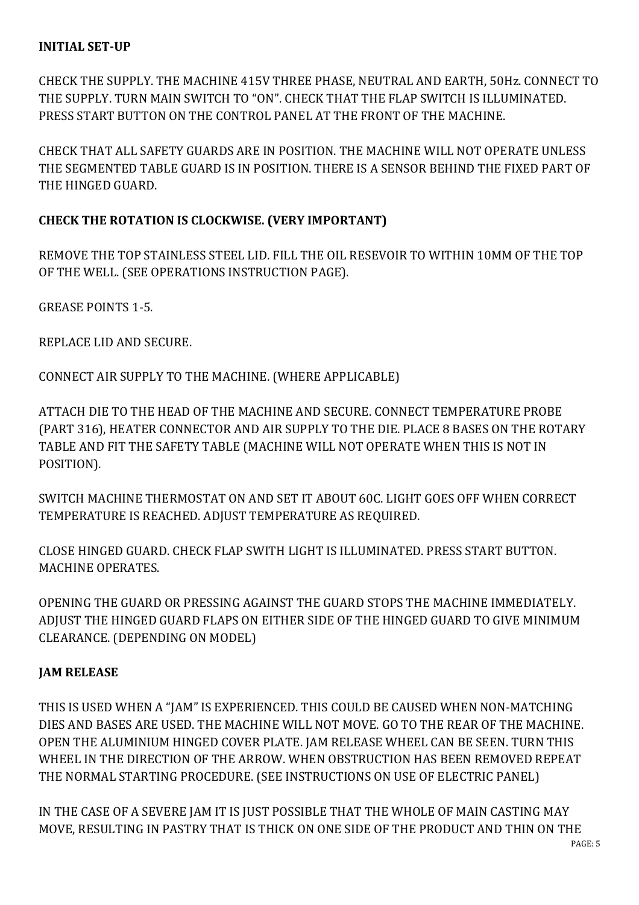**INITIAL SET-UP**

CHECK THE SUPPLY. THE MACHINE 415V THREE PHASE, NEUTRAL AND EARTH, 50Hz. CONNECT TO THE SUPPLY. TURN MAIN SWITCH TO "ON". CHECK THAT THE FLAP SWITCH IS ILLUMINATED. PRESS START BUTTON ON THE CONTROL PANEL AT THE FRONT OF THE MACHINE.

CHECK THAT ALL SAFETY GUARDS ARE IN POSITION. THE MACHINE WILL NOT OPERATE UNLESS THE SEGMENTED TABLE GUARD IS IN POSITION. THERE IS A SENSOR BEHIND THE FIXED PART OF THE HINGED GUARD.

**CHECK THE ROTATION IS CLOCKWISE. (VERY IMPORTANT)**

REMOVE THE TOP STAINLESS STEEL LID. FILL THE OIL RESEVOIR TO WITHIN 10MM OF THE TOP OF THE WELL. (SEE OPERATIONS INSTRUCTION PAGE).

GREASE POINTS 1-5.

REPLACE LID AND SECURE.

CONNECT AIR SUPPLY TO THE MACHINE. (WHERE APPLICABLE)

ATTACH DIE TO THE HEAD OF THE MACHINE AND SECURE. CONNECT TEMPERATURE PROBE (PART 316), HEATER CONNECTOR AND AIR SUPPLY TO THE DIE. PLACE 8 BASES ON THE ROTARY TABLE AND FIT THE SAFETY TABLE (MACHINE WILL NOT OPERATE WHEN THIS IS NOT IN POSITION).

SWITCH MACHINE THERMOSTAT ON AND SET IT ABOUT 60C. LIGHT GOES OFF WHEN CORRECT TEMPERATURE IS REACHED. ADJUST TEMPERATURE AS REQUIRED.

CLOSE HINGED GUARD. CHECK FLAP SWITH LIGHT IS ILLUMINATED. PRESS START BUTTON. MACHINE OPERATES.

OPENING THE GUARD OR PRESSING AGAINST THE GUARD STOPS THE MACHINE IMMEDIATELY. ADJUST THE HINGED GUARD FLAPS ON EITHER SIDE OF THE HINGED GUARD TO GIVE MINIMUM CLEARANCE. (DEPENDING ON MODEL)

**JAM RELEASE**

THIS IS USED WHEN A "JAM" IS EXPERIENCED. THIS COULD BE CAUSED WHEN NON-MATCHING DIES AND BASES ARE USED. THE MACHINE WILL NOT MOVE. GO TO THE REAR OF THE MACHINE. OPEN THE ALUMINIUM HINGED COVER PLATE. JAM RELEASE WHEEL CAN BE SEEN. TURN THIS WHEEL IN THE DIRECTION OF THE ARROW. WHEN OBSTRUCTION HAS BEEN REMOVED REPEAT THE NORMAL STARTING PROCEDURE. (SEE INSTRUCTIONS ON USE OF ELECTRIC PANEL)

IN THE CASE OF A SEVERE JAM IT IS JUST POSSIBLE THAT THE WHOLE OF MAIN CASTING MAY MOVE, RESULTING IN PASTRY THAT IS THICK ON ONE SIDE OF THE PRODUCT AND THIN ON THE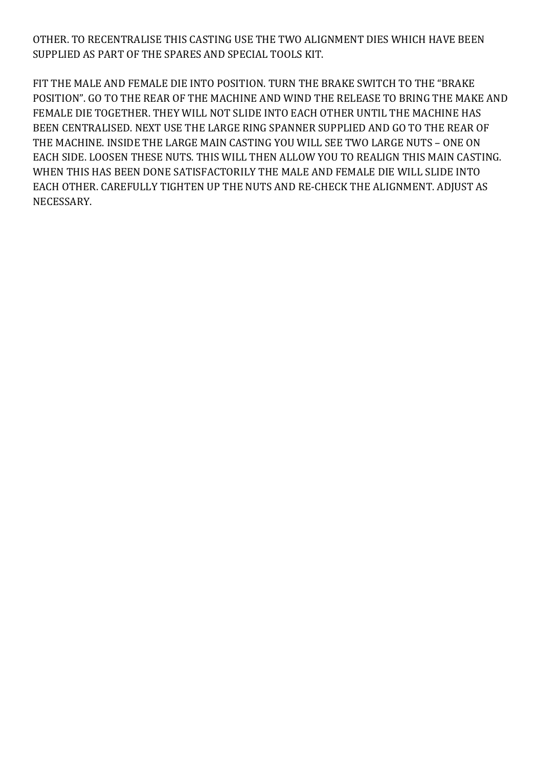OTHER. TO RECENTRALISE THIS CASTING USE THE TWO ALIGNMENT DIES WHICH HAVE BEEN SUPPLIED AS PART OF THE SPARES AND SPECIAL TOOLS KIT.

FIT THE MALE AND FEMALE DIE INTO POSITION. TURN THE BRAKE SWITCH TO THE "BRAKE POSITION". GO TO THE REAR OF THE MACHINE AND WIND THE RELEASE TO BRING THE MAKE AND FEMALE DIE TOGETHER. THEY WILL NOT SLIDE INTO EACH OTHER UNTIL THE MACHINE HAS BEEN CENTRALISED. NEXT USE THE LARGE RING SPANNER SUPPLIED AND GO TO THE REAR OF THE MACHINE. INSIDE THE LARGE MAIN CASTING YOU WILL SEE TWO LARGE NUTS – ONE ON EACH SIDE. LOOSEN THESE NUTS. THIS WILL THEN ALLOW YOU TO REALIGN THIS MAIN CASTING. WHEN THIS HAS BEEN DONE SATISFACTORILY THE MALE AND FEMALE DIE WILL SLIDE INTO EACH OTHER. CAREFULLY TIGHTEN UP THE NUTS AND RE-CHECK THE ALIGNMENT. ADJUST AS NECESSARY.